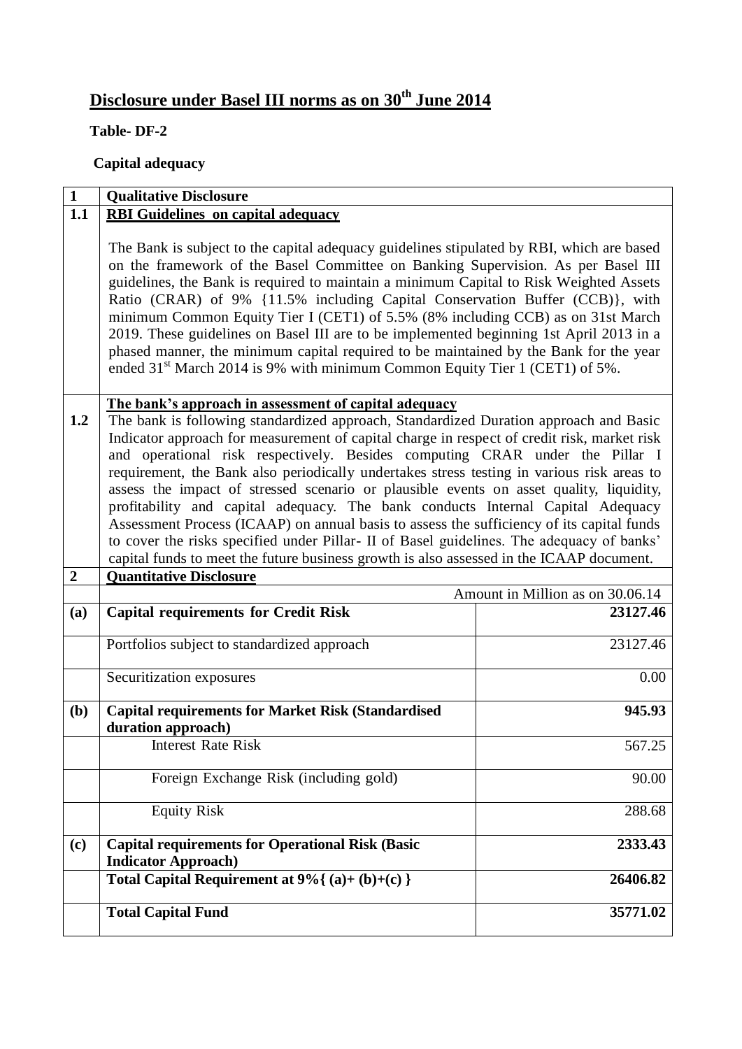# Disclosure under Basel III norms as on 30th June 2014

**Table- DF-2**

**Capital adequacy**

| 1 | **Qualitative Disclosure** | |
|---|---|---|
| 1.1 | **RBI Guidelines on capital adequacy**<br><br>The Bank is subject to the capital adequacy guidelines stipulated by RBI, which are based on the framework of the Basel Committee on Banking Supervision. As per Basel III guidelines, the Bank is required to maintain a minimum Capital to Risk Weighted Assets Ratio (CRAR) of 9% {11.5% including Capital Conservation Buffer (CCB)}, with minimum Common Equity Tier I (CET1) of 5.5% (8% including CCB) as on 31st March 2019. These guidelines on Basel III are to be implemented beginning 1st April 2013 in a phased manner, the minimum capital required to be maintained by the Bank for the year ended 31st March 2014 is 9% with minimum Common Equity Tier 1 (CET1) of 5%. | |
| 1.2 | **The bank's approach in assessment of capital adequacy**<br>The bank is following standardized approach, Standardized Duration approach and Basic Indicator approach for measurement of capital charge in respect of credit risk, market risk and operational risk respectively. Besides computing CRAR under the Pillar I requirement, the Bank also periodically undertakes stress testing in various risk areas to assess the impact of stressed scenario or plausible events on asset quality, liquidity, profitability and capital adequacy. The bank conducts Internal Capital Adequacy Assessment Process (ICAAP) on annual basis to assess the sufficiency of its capital funds to cover the risks specified under Pillar- II of Basel guidelines. The adequacy of banks' capital funds to meet the future business growth is also assessed in the ICAAP document. | |
| 2 | **Quantitative Disclosure** | |
| | | Amount in Million as on 30.06.14 |
| (a) | **Capital requirements for Credit Risk** | **23127.46** |
| | Portfolios subject to standardized approach | 23127.46 |
| | Securitization exposures | 0.00 |
| (b) | **Capital requirements for Market Risk (Standardised duration approach)** | **945.93** |
| | Interest Rate Risk | 567.25 |
| | Foreign Exchange Risk (including gold) | 90.00 |
| | Equity Risk | 288.68 |
| (c) | **Capital requirements for Operational Risk (Basic Indicator Approach)** | **2333.43** |
| | **Total Capital Requirement at 9%{ (a)+ (b)+(c) }** | **26406.82** |
| | **Total Capital Fund** | **35771.02** |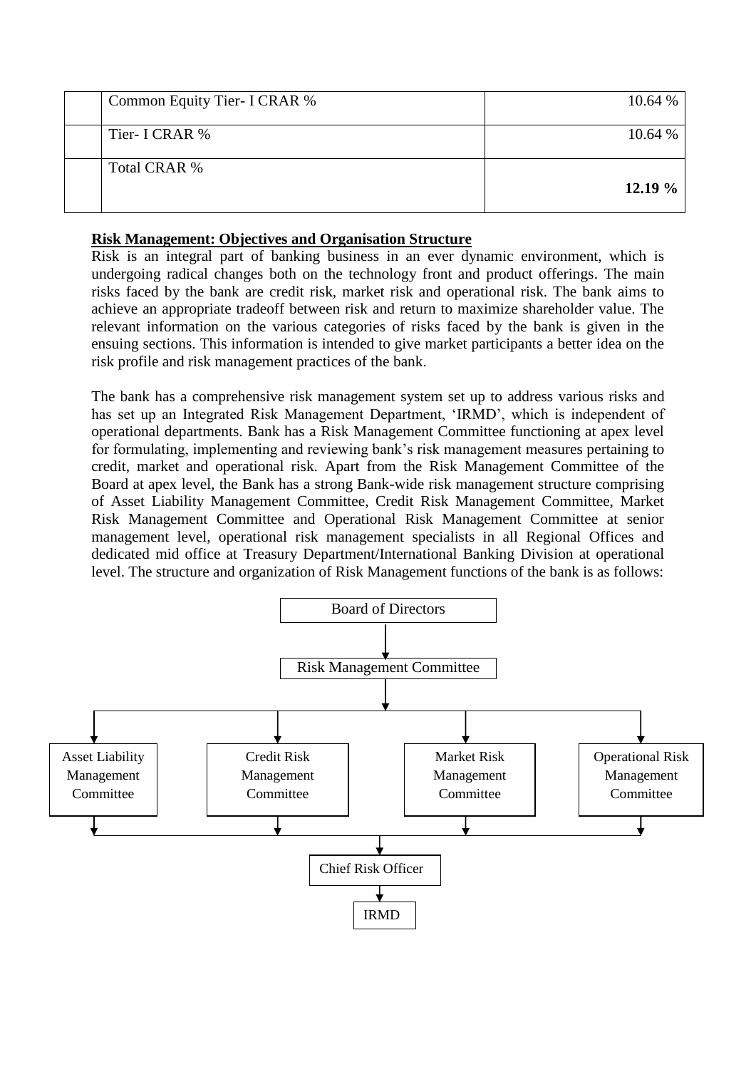| | | |
|---|---|---|
| | Common Equity Tier- I CRAR % | 10.64 % |
| | Tier- I CRAR % | 10.64 % |
| | Total CRAR % | **12.19 %** |

**Risk Management: Objectives and Organisation Structure**

Risk is an integral part of banking business in an ever dynamic environment, which is undergoing radical changes both on the technology front and product offerings. The main risks faced by the bank are credit risk, market risk and operational risk. The bank aims to achieve an appropriate tradeoff between risk and return to maximize shareholder value. The relevant information on the various categories of risks faced by the bank is given in the ensuing sections. This information is intended to give market participants a better idea on the risk profile and risk management practices of the bank.

The bank has a comprehensive risk management system set up to address various risks and has set up an Integrated Risk Management Department, 'IRMD', which is independent of operational departments. Bank has a Risk Management Committee functioning at apex level for formulating, implementing and reviewing bank's risk management measures pertaining to credit, market and operational risk. Apart from the Risk Management Committee of the Board at apex level, the Bank has a strong Bank-wide risk management structure comprising of Asset Liability Management Committee, Credit Risk Management Committee, Market Risk Management Committee and Operational Risk Management Committee at senior management level, operational risk management specialists in all Regional Offices and dedicated mid office at Treasury Department/International Banking Division at operational level. The structure and organization of Risk Management functions of the bank is as follows:

Board of Directors

↓

Risk Management Committee

↓

Asset Liability Management Committee | Credit Risk Management Committee | Market Risk Management Committee | Operational Risk Management Committee

↓

Chief Risk Officer

↓

IRMD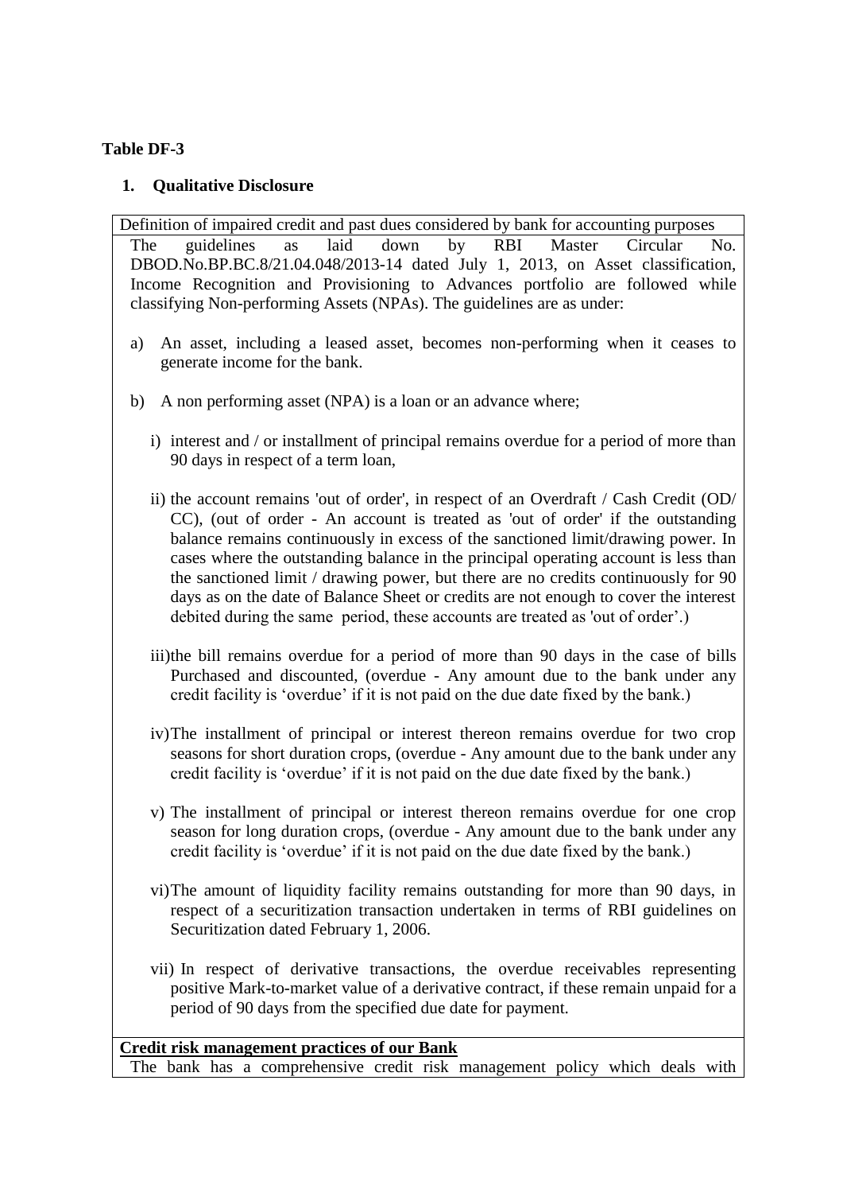**Table DF-3**

1. **Qualitative Disclosure**

Definition of impaired credit and past dues considered by bank for accounting purposes

The guidelines as laid down by RBI Master Circular No. DBOD.No.BP.BC.8/21.04.048/2013-14 dated July 1, 2013, on Asset classification, Income Recognition and Provisioning to Advances portfolio are followed while classifying Non-performing Assets (NPAs). The guidelines are as under:

a) An asset, including a leased asset, becomes non-performing when it ceases to generate income for the bank.

b) A non performing asset (NPA) is a loan or an advance where;

   i) interest and / or installment of principal remains overdue for a period of more than 90 days in respect of a term loan,

   ii) the account remains 'out of order', in respect of an Overdraft / Cash Credit (OD/ CC), (out of order - An account is treated as 'out of order' if the outstanding balance remains continuously in excess of the sanctioned limit/drawing power. In cases where the outstanding balance in the principal operating account is less than the sanctioned limit / drawing power, but there are no credits continuously for 90 days as on the date of Balance Sheet or credits are not enough to cover the interest debited during the same period, these accounts are treated as 'out of order'.)

   iii) the bill remains overdue for a period of more than 90 days in the case of bills Purchased and discounted, (overdue - Any amount due to the bank under any credit facility is 'overdue' if it is not paid on the due date fixed by the bank.)

   iv) The installment of principal or interest thereon remains overdue for two crop seasons for short duration crops, (overdue - Any amount due to the bank under any credit facility is 'overdue' if it is not paid on the due date fixed by the bank.)

   v) The installment of principal or interest thereon remains overdue for one crop season for long duration crops, (overdue - Any amount due to the bank under any credit facility is 'overdue' if it is not paid on the due date fixed by the bank.)

   vi) The amount of liquidity facility remains outstanding for more than 90 days, in respect of a securitization transaction undertaken in terms of RBI guidelines on Securitization dated February 1, 2006.

   vii) In respect of derivative transactions, the overdue receivables representing positive Mark-to-market value of a derivative contract, if these remain unpaid for a period of 90 days from the specified due date for payment.

**Credit risk management practices of our Bank**

The bank has a comprehensive credit risk management policy which deals with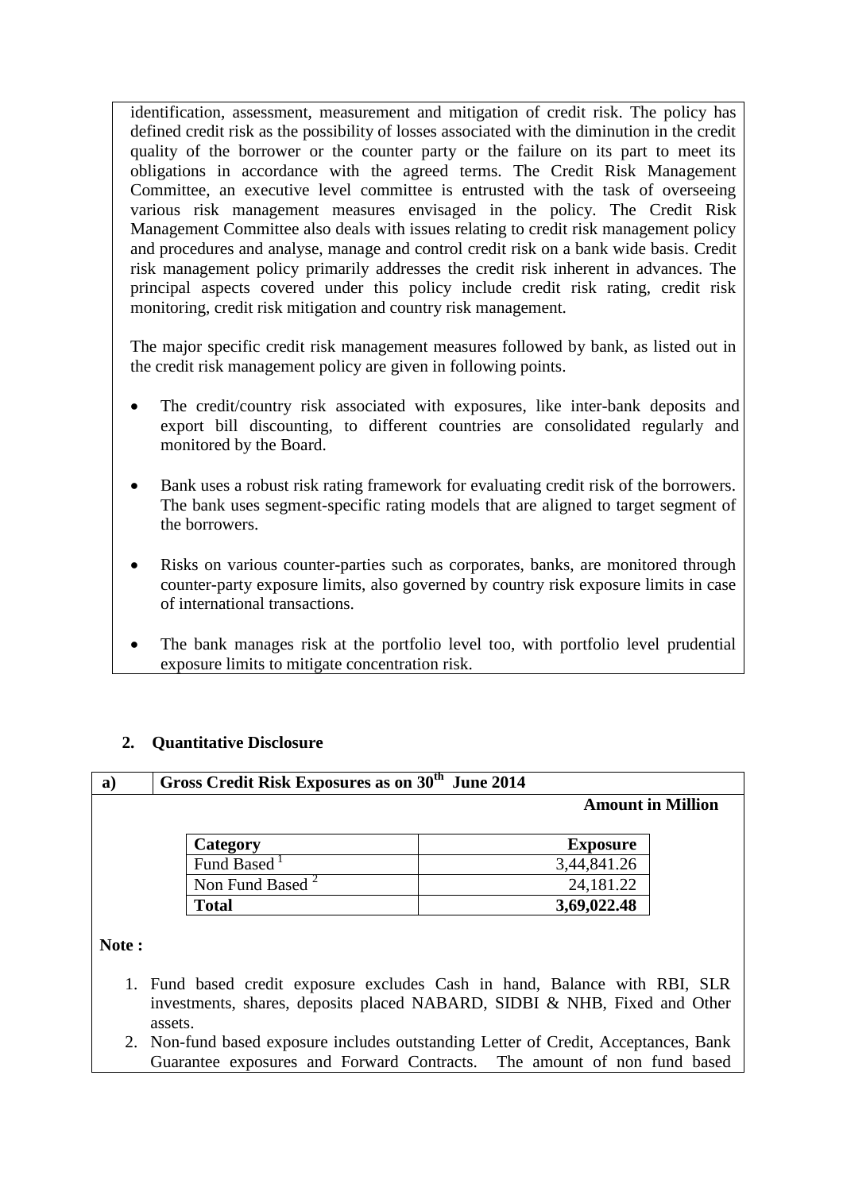identification, assessment, measurement and mitigation of credit risk. The policy has defined credit risk as the possibility of losses associated with the diminution in the credit quality of the borrower or the counter party or the failure on its part to meet its obligations in accordance with the agreed terms. The Credit Risk Management Committee, an executive level committee is entrusted with the task of overseeing various risk management measures envisaged in the policy. The Credit Risk Management Committee also deals with issues relating to credit risk management policy and procedures and analyse, manage and control credit risk on a bank wide basis. Credit risk management policy primarily addresses the credit risk inherent in advances. The principal aspects covered under this policy include credit risk rating, credit risk monitoring, credit risk mitigation and country risk management.

The major specific credit risk management measures followed by bank, as listed out in the credit risk management policy are given in following points.

- The credit/country risk associated with exposures, like inter-bank deposits and export bill discounting, to different countries are consolidated regularly and monitored by the Board.
- Bank uses a robust risk rating framework for evaluating credit risk of the borrowers. The bank uses segment-specific rating models that are aligned to target segment of the borrowers.
- Risks on various counter-parties such as corporates, banks, are monitored through counter-party exposure limits, also governed by country risk exposure limits in case of international transactions.
- The bank manages risk at the portfolio level too, with portfolio level prudential exposure limits to mitigate concentration risk.

## 2. Quantitative Disclosure

**a) Gross Credit Risk Exposures as on 30th June 2014**

**Amount in Million**

| Category | Exposure |
|---|---|
| Fund Based [1] | 3,44,841.26 |
| Non Fund Based [2] | 24,181.22 |
| **Total** | **3,69,022.48** |

**Note :**

1. Fund based credit exposure excludes Cash in hand, Balance with RBI, SLR investments, shares, deposits placed NABARD, SIDBI & NHB, Fixed and Other assets.
2. Non-fund based exposure includes outstanding Letter of Credit, Acceptances, Bank Guarantee exposures and Forward Contracts. The amount of non fund based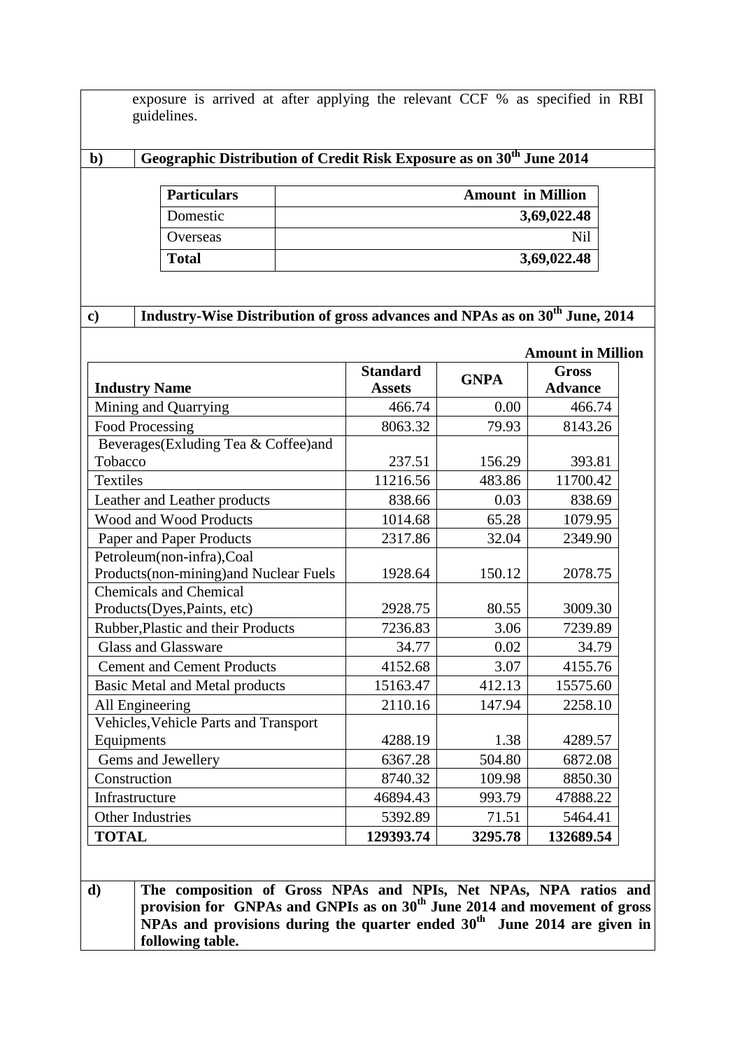exposure is arrived at after applying the relevant CCF % as specified in RBI guidelines.

**b) Geographic Distribution of Credit Risk Exposure as on 30th June 2014**

| Particulars | Amount in Million |
|---|---|
| Domestic | **3,69,022.48** |
| Overseas | Nil |
| **Total** | **3,69,022.48** |

**c) Industry-Wise Distribution of gross advances and NPAs as on 30th June, 2014**

**Amount in Million**

| Industry Name | Standard Assets | GNPA | Gross Advance |
|---|---|---|---|
| Mining and Quarrying | 466.74 | 0.00 | 466.74 |
| Food Processing | 8063.32 | 79.93 | 8143.26 |
| Beverages(Exluding Tea & Coffee)and Tobacco | 237.51 | 156.29 | 393.81 |
| Textiles | 11216.56 | 483.86 | 11700.42 |
| Leather and Leather products | 838.66 | 0.03 | 838.69 |
| Wood and Wood Products | 1014.68 | 65.28 | 1079.95 |
| Paper and Paper Products | 2317.86 | 32.04 | 2349.90 |
| Petroleum(non-infra),Coal Products(non-mining)and Nuclear Fuels | 1928.64 | 150.12 | 2078.75 |
| Chemicals and Chemical Products(Dyes,Paints, etc) | 2928.75 | 80.55 | 3009.30 |
| Rubber,Plastic and their Products | 7236.83 | 3.06 | 7239.89 |
| Glass and Glassware | 34.77 | 0.02 | 34.79 |
| Cement and Cement Products | 4152.68 | 3.07 | 4155.76 |
| Basic Metal and Metal products | 15163.47 | 412.13 | 15575.60 |
| All Engineering | 2110.16 | 147.94 | 2258.10 |
| Vehicles,Vehicle Parts and Transport Equipments | 4288.19 | 1.38 | 4289.57 |
| Gems and Jewellery | 6367.28 | 504.80 | 6872.08 |
| Construction | 8740.32 | 109.98 | 8850.30 |
| Infrastructure | 46894.43 | 993.79 | 47888.22 |
| Other Industries | 5392.89 | 71.51 | 5464.41 |
| **TOTAL** | **129393.74** | **3295.78** | **132689.54** |

**d) The composition of Gross NPAs and NPIs, Net NPAs, NPA ratios and provision for GNPAs and GNPIs as on 30th June 2014 and movement of gross NPAs and provisions during the quarter ended 30th June 2014 are given in following table.**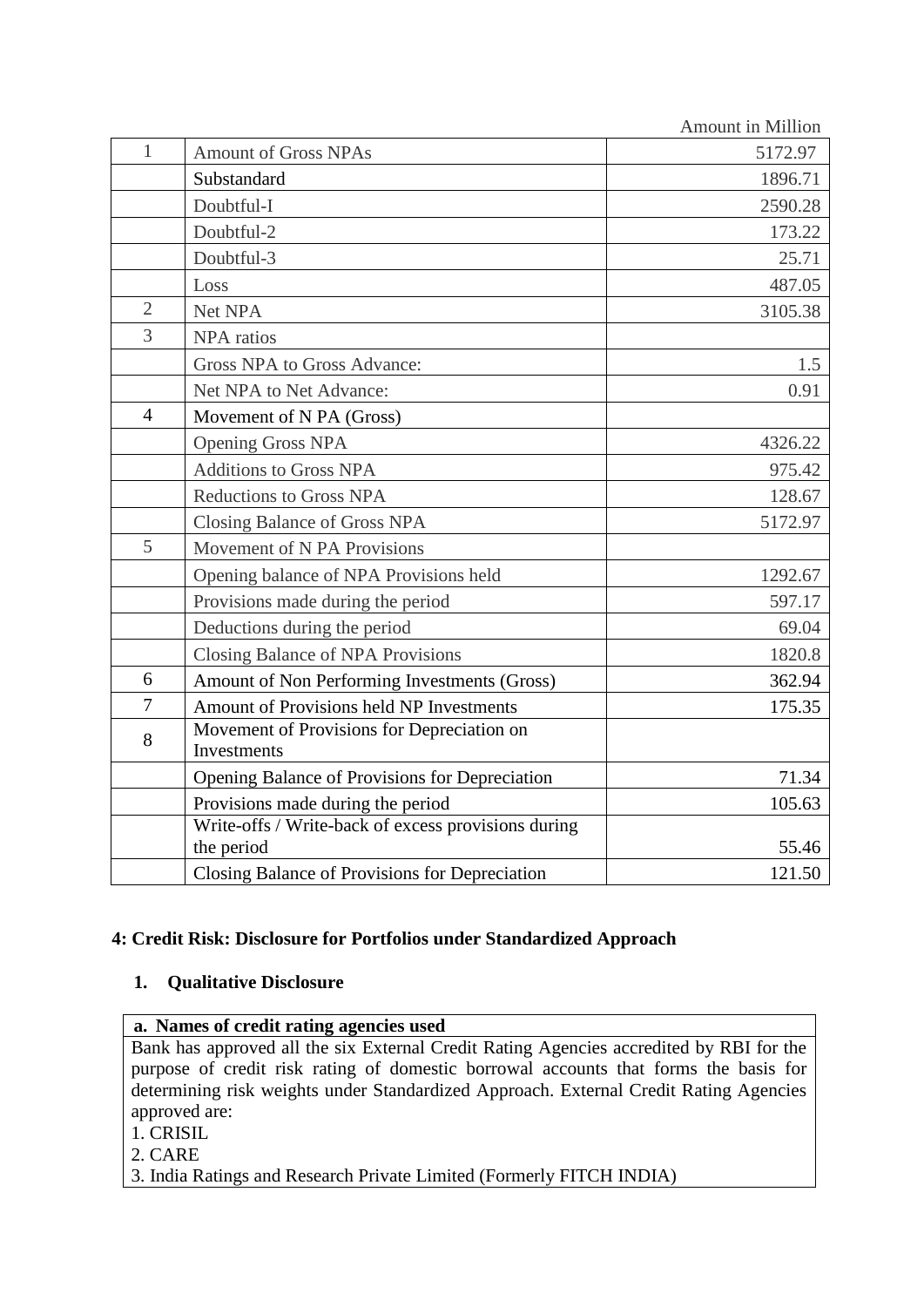Amount in Million

| | | |
|---|---|---|
| 1 | Amount of Gross NPAs | 5172.97 |
| | Substandard | 1896.71 |
| | Doubtful-I | 2590.28 |
| | Doubtful-2 | 173.22 |
| | Doubtful-3 | 25.71 |
| | Loss | 487.05 |
| 2 | Net NPA | 3105.38 |
| 3 | NPA ratios | |
| | Gross NPA to Gross Advance: | 1.5 |
| | Net NPA to Net Advance: | 0.91 |
| 4 | Movement of N PA (Gross) | |
| | Opening Gross NPA | 4326.22 |
| | Additions to Gross NPA | 975.42 |
| | Reductions to Gross NPA | 128.67 |
| | Closing Balance of Gross NPA | 5172.97 |
| 5 | Movement of N PA Provisions | |
| | Opening balance of NPA Provisions held | 1292.67 |
| | Provisions made during the period | 597.17 |
| | Deductions during the period | 69.04 |
| | Closing Balance of NPA Provisions | 1820.8 |
| 6 | Amount of Non Performing Investments (Gross) | 362.94 |
| 7 | Amount of Provisions held NP Investments | 175.35 |
| 8 | Movement of Provisions for Depreciation on Investments | |
| | Opening Balance of Provisions for Depreciation | 71.34 |
| | Provisions made during the period | 105.63 |
| | Write-offs / Write-back of excess provisions during the period | 55.46 |
| | Closing Balance of Provisions for Depreciation | 121.50 |

## 4: Credit Risk: Disclosure for Portfolios under Standardized Approach

### 1. Qualitative Disclosure

| **a. Names of credit rating agencies used** |
|---|
| Bank has approved all the six External Credit Rating Agencies accredited by RBI for the purpose of credit risk rating of domestic borrowal accounts that forms the basis for determining risk weights under Standardized Approach. External Credit Rating Agencies approved are:<br>1. CRISIL<br>2. CARE<br>3. India Ratings and Research Private Limited (Formerly FITCH INDIA) |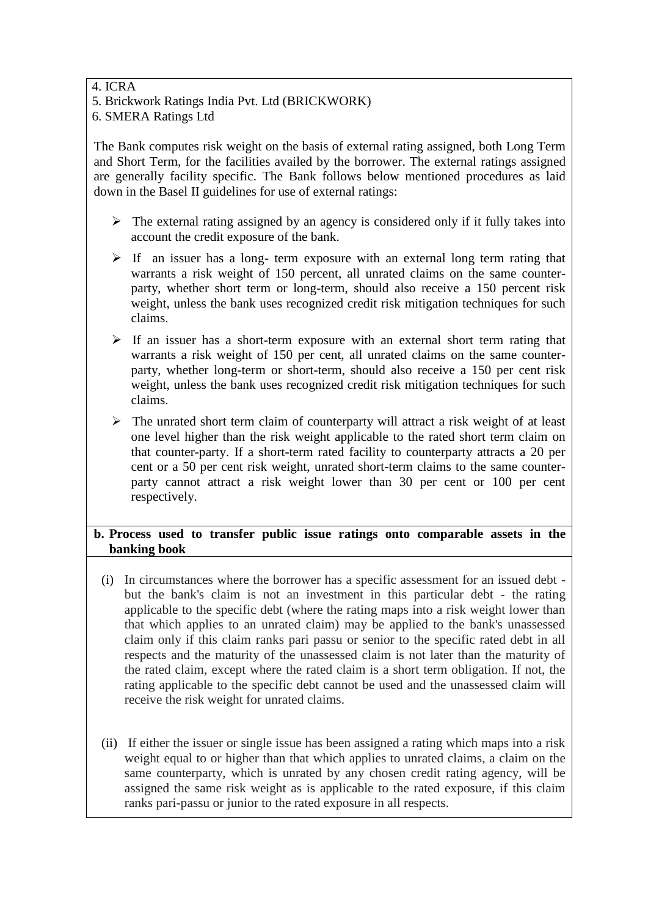4. ICRA
5. Brickwork Ratings India Pvt. Ltd (BRICKWORK)
6. SMERA Ratings Ltd

The Bank computes risk weight on the basis of external rating assigned, both Long Term and Short Term, for the facilities availed by the borrower. The external ratings assigned are generally facility specific. The Bank follows below mentioned procedures as laid down in the Basel II guidelines for use of external ratings:

- The external rating assigned by an agency is considered only if it fully takes into account the credit exposure of the bank.
- If an issuer has a long- term exposure with an external long term rating that warrants a risk weight of 150 percent, all unrated claims on the same counter-party, whether short term or long-term, should also receive a 150 percent risk weight, unless the bank uses recognized credit risk mitigation techniques for such claims.
- If an issuer has a short-term exposure with an external short term rating that warrants a risk weight of 150 per cent, all unrated claims on the same counter-party, whether long-term or short-term, should also receive a 150 per cent risk weight, unless the bank uses recognized credit risk mitigation techniques for such claims.
- The unrated short term claim of counterparty will attract a risk weight of at least one level higher than the risk weight applicable to the rated short term claim on that counter-party. If a short-term rated facility to counterparty attracts a 20 per cent or a 50 per cent risk weight, unrated short-term claims to the same counter-party cannot attract a risk weight lower than 30 per cent or 100 per cent respectively.

**b. Process used to transfer public issue ratings onto comparable assets in the banking book**

(i) In circumstances where the borrower has a specific assessment for an issued debt - but the bank's claim is not an investment in this particular debt - the rating applicable to the specific debt (where the rating maps into a risk weight lower than that which applies to an unrated claim) may be applied to the bank's unassessed claim only if this claim ranks pari passu or senior to the specific rated debt in all respects and the maturity of the unassessed claim is not later than the maturity of the rated claim, except where the rated claim is a short term obligation. If not, the rating applicable to the specific debt cannot be used and the unassessed claim will receive the risk weight for unrated claims.

(ii) If either the issuer or single issue has been assigned a rating which maps into a risk weight equal to or higher than that which applies to unrated claims, a claim on the same counterparty, which is unrated by any chosen credit rating agency, will be assigned the same risk weight as is applicable to the rated exposure, if this claim ranks pari-passu or junior to the rated exposure in all respects.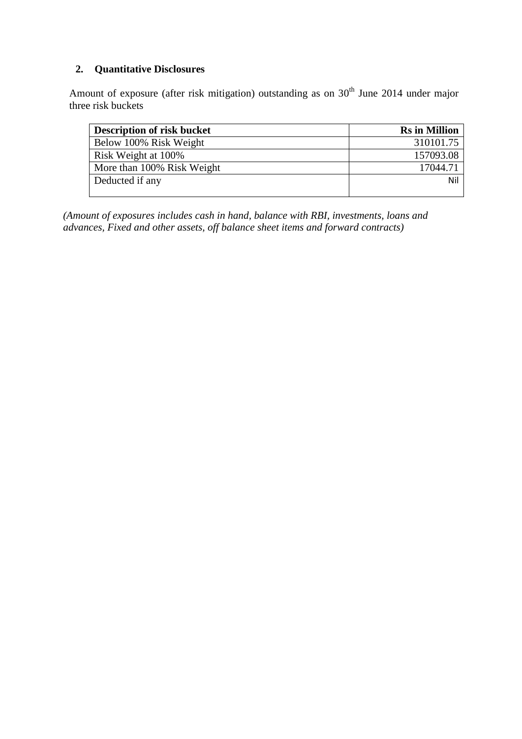## 2. Quantitative Disclosures

Amount of exposure (after risk mitigation) outstanding as on 30th June 2014 under major three risk buckets

| Description of risk bucket | Rs in Million |
|---|---|
| Below 100% Risk Weight | 310101.75 |
| Risk Weight at 100% | 157093.08 |
| More than 100% Risk Weight | 17044.71 |
| Deducted if any | Nil |

*(Amount of exposures includes cash in hand, balance with RBI, investments, loans and advances, Fixed and other assets, off balance sheet items and forward contracts)*